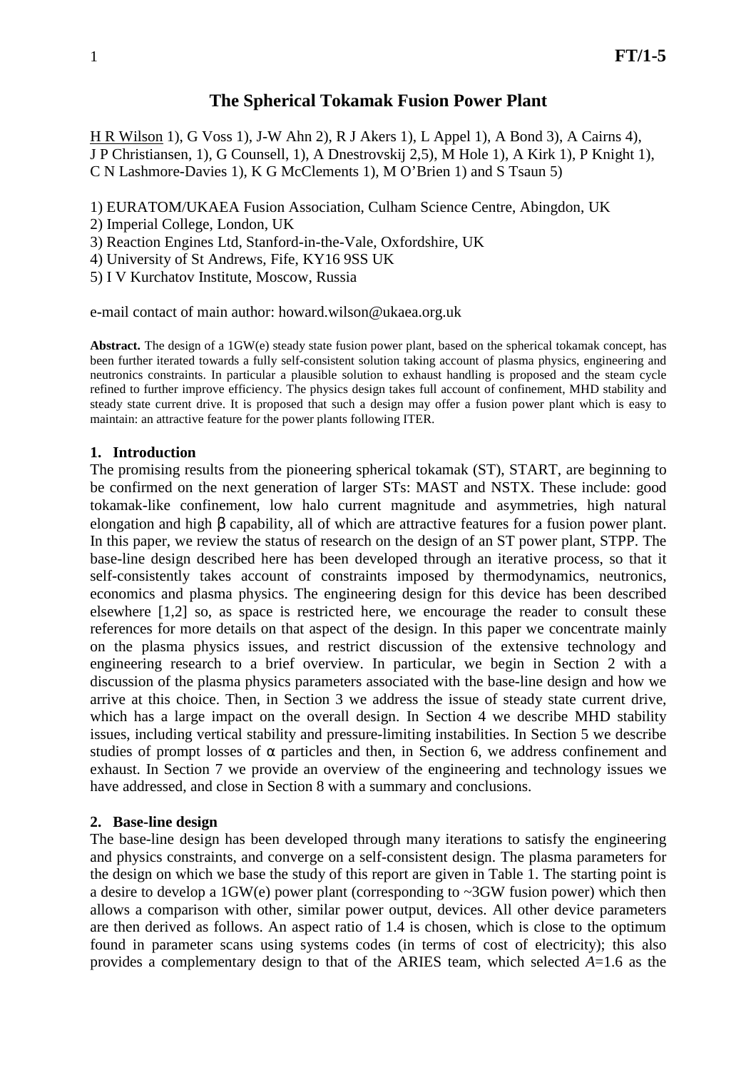# The Spherical Tokamak Fusion Power Plant

H R Wilson 1), G Voss 1), J-W Ahn 2), R J Akers 1), L Appel 1), A Bond 3), A Cairns 4), J P Christiansen, 1), G Counsell, 1), A Dnestrovskij 2,5), M Hole 1), A Kirk 1), P Knight 1), C N Lashmore-Davies 1), K G McClements 1), M O'Brien 1) and S Tsaun 5)

1) EURATOM/UKAEA Fusion Association, Culham Science Centre, Abingdon, UK
2) Imperial College, London, UK
3) Reaction Engines Ltd, Stanford-in-the-Vale, Oxfordshire, UK
4) University of St Andrews, Fife, KY16 9SS UK
5) I V Kurchatov Institute, Moscow, Russia

e-mail contact of main author: howard.wilson@ukaea.org.uk

**Abstract.** The design of a 1GW(e) steady state fusion power plant, based on the spherical tokamak concept, has been further iterated towards a fully self-consistent solution taking account of plasma physics, engineering and neutronics constraints. In particular a plausible solution to exhaust handling is proposed and the steam cycle refined to further improve efficiency. The physics design takes full account of confinement, MHD stability and steady state current drive. It is proposed that such a design may offer a fusion power plant which is easy to maintain: an attractive feature for the power plants following ITER.

## 1. Introduction

The promising results from the pioneering spherical tokamak (ST), START, are beginning to be confirmed on the next generation of larger STs: MAST and NSTX. These include: good tokamak-like confinement, low halo current magnitude and asymmetries, high natural elongation and high $\beta$ capability, all of which are attractive features for a fusion power plant. In this paper, we review the status of research on the design of an ST power plant, STPP. The base-line design described here has been developed through an iterative process, so that it self-consistently takes account of constraints imposed by thermodynamics, neutronics, economics and plasma physics. The engineering design for this device has been described elsewhere [1,2] so, as space is restricted here, we encourage the reader to consult these references for more details on that aspect of the design. In this paper we concentrate mainly on the plasma physics issues, and restrict discussion of the extensive technology and engineering research to a brief overview. In particular, we begin in Section 2 with a discussion of the plasma physics parameters associated with the base-line design and how we arrive at this choice. Then, in Section 3 we address the issue of steady state current drive, which has a large impact on the overall design. In Section 4 we describe MHD stability issues, including vertical stability and pressure-limiting instabilities. In Section 5 we describe studies of prompt losses of $\alpha$ particles and then, in Section 6, we address confinement and exhaust. In Section 7 we provide an overview of the engineering and technology issues we have addressed, and close in Section 8 with a summary and conclusions.

## 2. Base-line design

The base-line design has been developed through many iterations to satisfy the engineering and physics constraints, and converge on a self-consistent design. The plasma parameters for the design on which we base the study of this report are given in Table 1. The starting point is a desire to develop a 1GW(e) power plant (corresponding to ~3GW fusion power) which then allows a comparison with other, similar power output, devices. All other device parameters are then derived as follows. An aspect ratio of 1.4 is chosen, which is close to the optimum found in parameter scans using systems codes (in terms of cost of electricity); this also provides a complementary design to that of the ARIES team, which selected *A*=1.6 as the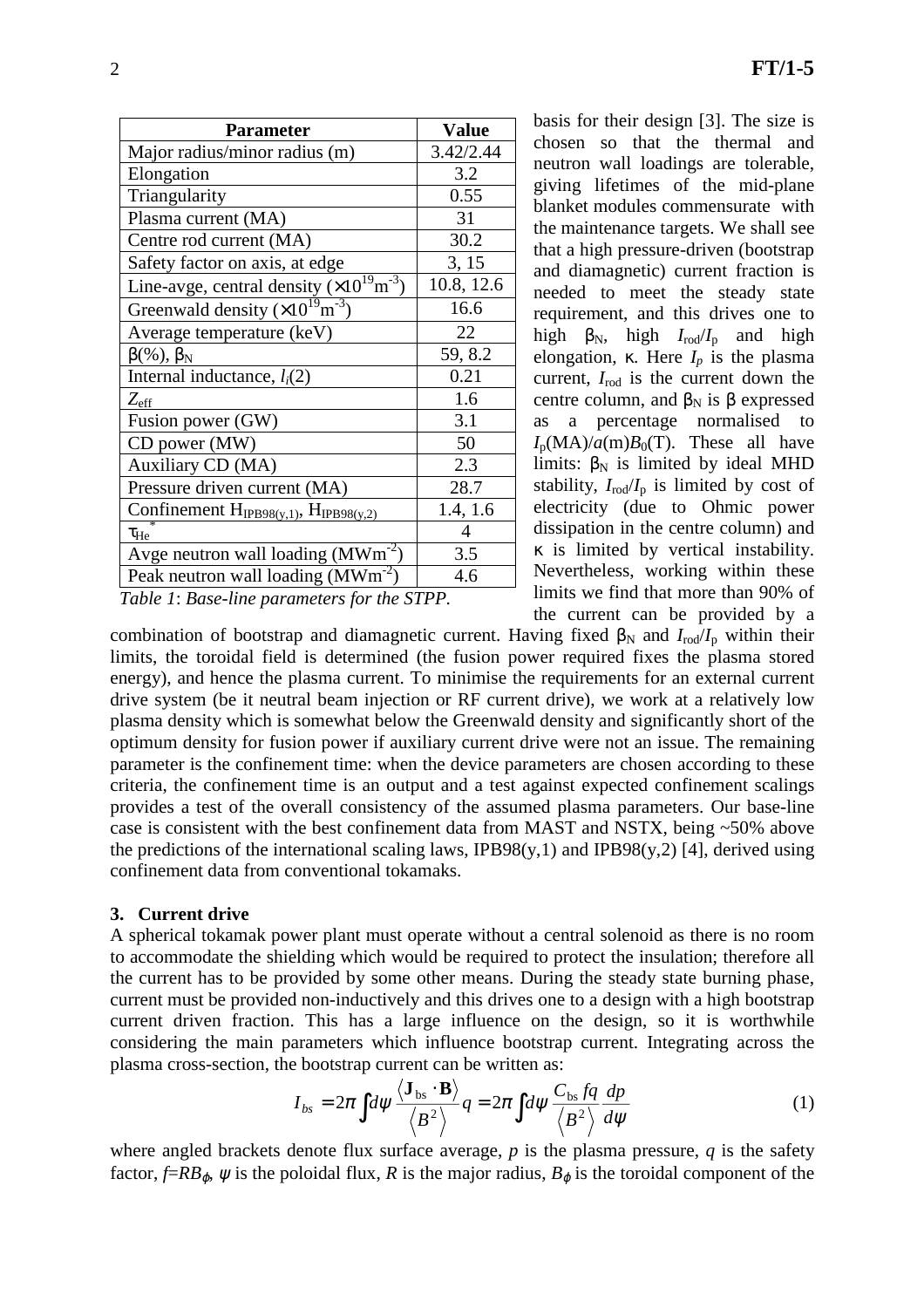| Parameter | Value |
|---|---|
| Major radius/minor radius (m) | 3.42/2.44 |
| Elongation | 3.2 |
| Triangularity | 0.55 |
| Plasma current (MA) | 31 |
| Centre rod current (MA) | 30.2 |
| Safety factor on axis, at edge | 3, 15 |
| Line-avge, central density ($\times 10^{19}$m$^{-3}$) | 10.8, 12.6 |
| Greenwald density ($\times 10^{19}$m$^{-3}$) | 16.6 |
| Average temperature (keV) | 22 |
| $\beta$(%), $\beta_N$ | 59, 8.2 |
| Internal inductance, $l_i(2)$ | 0.21 |
| $Z_{\rm eff}$ | 1.6 |
| Fusion power (GW) | 3.1 |
| CD power (MW) | 50 |
| Auxiliary CD (MA) | 2.3 |
| Pressure driven current (MA) | 28.7 |
| Confinement $H_{IPB98(y,1)}$, $H_{IPB98(y,2)}$ | 1.4, 1.6 |
| $\tau_{He}^*$ | 4 |
| Avge neutron wall loading (MWm$^{-2}$) | 3.5 |
| Peak neutron wall loading (MWm$^{-2}$) | 4.6 |

*Table 1: Base-line parameters for the STPP.*

basis for their design [3]. The size is chosen so that the thermal and neutron wall loadings are tolerable, giving lifetimes of the mid-plane blanket modules commensurate with the maintenance targets. We shall see that a high pressure-driven (bootstrap and diamagnetic) current fraction is needed to meet the steady state requirement, and this drives one to high $\beta_N$, high $I_{rod}/I_p$ and high elongation, $\kappa$. Here $I_p$ is the plasma current, $I_{rod}$ is the current down the centre column, and $\beta_N$ is $\beta$ expressed as a percentage normalised to $I_p$(MA)/$a$(m)$B_0$(T). These all have limits: $\beta_N$ is limited by ideal MHD stability, $I_{rod}/I_p$ is limited by cost of electricity (due to Ohmic power dissipation in the centre column) and $\kappa$ is limited by vertical instability. Nevertheless, working within these limits we find that more than 90% of the current can be provided by a combination of bootstrap and diamagnetic current. Having fixed $\beta_N$ and $I_{rod}/I_p$ within their limits, the toroidal field is determined (the fusion power required fixes the plasma stored energy), and hence the plasma current. To minimise the requirements for an external current drive system (be it neutral beam injection or RF current drive), we work at a relatively low plasma density which is somewhat below the Greenwald density and significantly short of the optimum density for fusion power if auxiliary current drive were not an issue. The remaining parameter is the confinement time: when the device parameters are chosen according to these criteria, the confinement time is an output and a test against expected confinement scalings provides a test of the overall consistency of the assumed plasma parameters. Our base-line case is consistent with the best confinement data from MAST and NSTX, being ~50% above the predictions of the international scaling laws, IPB98(y,1) and IPB98(y,2) [4], derived using confinement data from conventional tokamaks.

## 3. Current drive

A spherical tokamak power plant must operate without a central solenoid as there is no room to accommodate the shielding which would be required to protect the insulation; therefore all the current has to be provided by some other means. During the steady state burning phase, current must be provided non-inductively and this drives one to a design with a high bootstrap current driven fraction. This has a large influence on the design, so it is worthwhile considering the main parameters which influence bootstrap current. Integrating across the plasma cross-section, the bootstrap current can be written as:

$$I_{bs} = 2\pi \int d\psi \frac{\langle \mathbf{J}_{\rm bs} \cdot \mathbf{B} \rangle}{\langle B^2 \rangle} q = 2\pi \int d\psi \frac{C_{\rm bs} f q}{\langle B^2 \rangle} \frac{dp}{d\psi} \tag{1}$$

where angled brackets denote flux surface average, $p$ is the plasma pressure, $q$ is the safety factor, $f$=$RB_\varphi$, $\psi$ is the poloidal flux, $R$ is the major radius, $B_\varphi$ is the toroidal component of the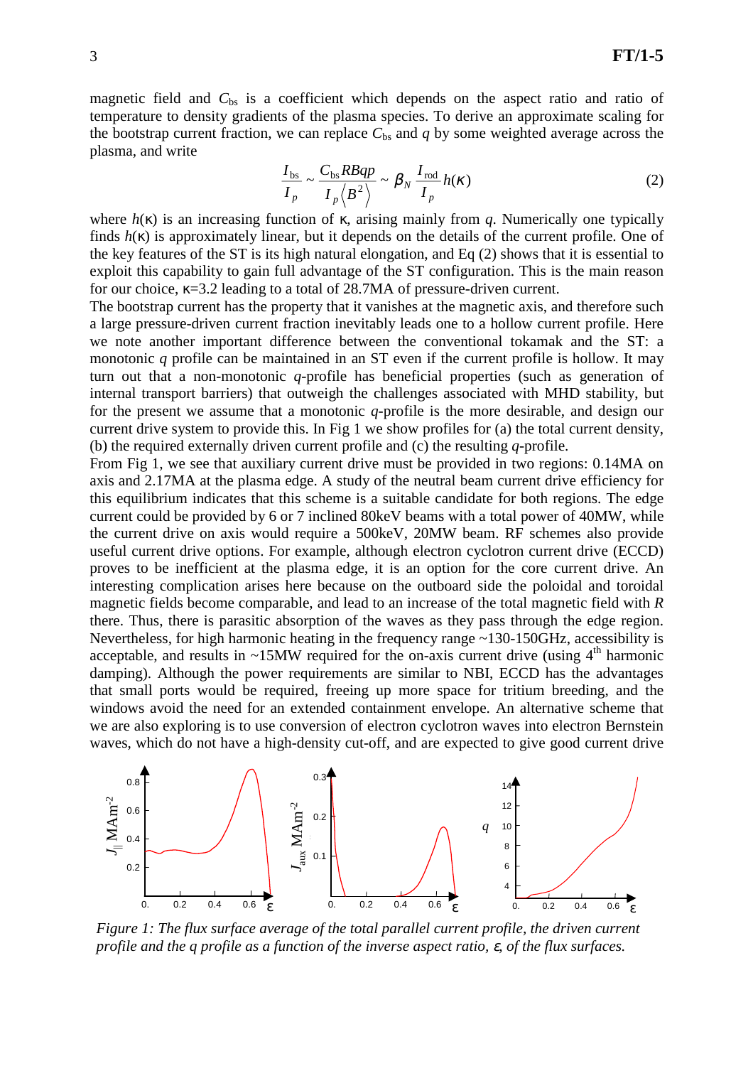magnetic field and $C_{bs}$ is a coefficient which depends on the aspect ratio and ratio of temperature to density gradients of the plasma species. To derive an approximate scaling for the bootstrap current fraction, we can replace $C_{bs}$ and $q$ by some weighted average across the plasma, and write

$$\frac{I_{bs}}{I_p} \sim \frac{C_{bs} RBqp}{I_p \langle B^2 \rangle} \sim \beta_N \frac{I_{rod}}{I_p} h(\kappa) \tag{2}$$

where $h(\kappa)$ is an increasing function of $\kappa$, arising mainly from $q$. Numerically one typically finds $h(\kappa)$ is approximately linear, but it depends on the details of the current profile. One of the key features of the ST is its high natural elongation, and Eq (2) shows that it is essential to exploit this capability to gain full advantage of the ST configuration. This is the main reason for our choice, $\kappa$=3.2 leading to a total of 28.7MA of pressure-driven current.

The bootstrap current has the property that it vanishes at the magnetic axis, and therefore such a large pressure-driven current fraction inevitably leads one to a hollow current profile. Here we note another important difference between the conventional tokamak and the ST: a monotonic $q$ profile can be maintained in an ST even if the current profile is hollow. It may turn out that a non-monotonic $q$-profile has beneficial properties (such as generation of internal transport barriers) that outweigh the challenges associated with MHD stability, but for the present we assume that a monotonic $q$-profile is the more desirable, and design our current drive system to provide this. In Fig 1 we show profiles for (a) the total current density, (b) the required externally driven current profile and (c) the resulting $q$-profile.

From Fig 1, we see that auxiliary current drive must be provided in two regions: 0.14MA on axis and 2.17MA at the plasma edge. A study of the neutral beam current drive efficiency for this equilibrium indicates that this scheme is a suitable candidate for both regions. The edge current could be provided by 6 or 7 inclined 80keV beams with a total power of 40MW, while the current drive on axis would require a 500keV, 20MW beam. RF schemes also provide useful current drive options. For example, although electron cyclotron current drive (ECCD) proves to be inefficient at the plasma edge, it is an option for the core current drive. An interesting complication arises here because on the outboard side the poloidal and toroidal magnetic fields become comparable, and lead to an increase of the total magnetic field with $R$ there. Thus, there is parasitic absorption of the waves as they pass through the edge region. Nevertheless, for high harmonic heating in the frequency range ~130-150GHz, accessibility is acceptable, and results in ~15MW required for the on-axis current drive (using 4$^{th}$ harmonic damping). Although the power requirements are similar to NBI, ECCD has the advantages that small ports would be required, freeing up more space for tritium breeding, and the windows avoid the need for an extended containment envelope. An alternative scheme that we are also exploring is to use conversion of electron cyclotron waves into electron Bernstein waves, which do not have a high-density cut-off, and are expected to give good current drive

$J_{\|}$ MAm$^{-2}$
0.8
0.6
0.4
0.2
0. 0.2 0.4 0.6 ε

$J_{aux}$ MAm$^{-2}$
0.3
0.2
0.1
0. 0.2 0.4 0.6 ε

$q$
14
12
10
8
6
4
0. 0.2 0.4 0.6 ε

*Figure 1: The flux surface average of the total parallel current profile, the driven current profile and the q profile as a function of the inverse aspect ratio, ε, of the flux surfaces.*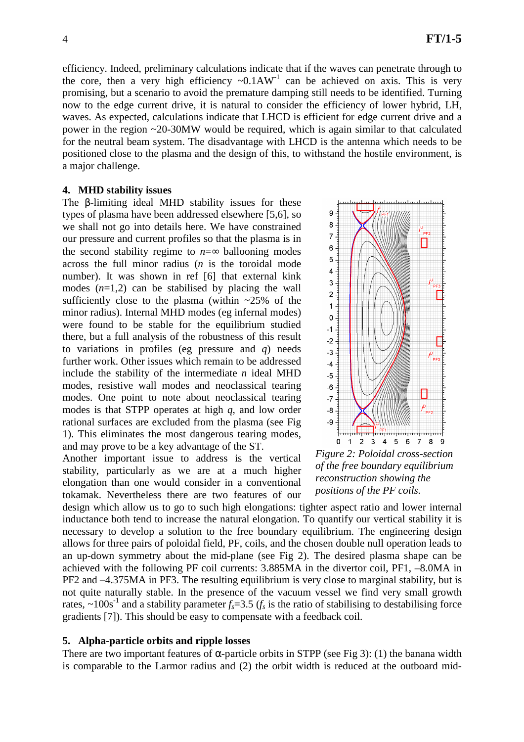efficiency. Indeed, preliminary calculations indicate that if the waves can penetrate through to the core, then a very high efficiency ~0.1AW$^{-1}$ can be achieved on axis. This is very promising, but a scenario to avoid the premature damping still needs to be identified. Turning now to the edge current drive, it is natural to consider the efficiency of lower hybrid, LH, waves. As expected, calculations indicate that LHCD is efficient for edge current drive and a power in the region ~20-30MW would be required, which is again similar to that calculated for the neutral beam system. The disadvantage with LHCD is the antenna which needs to be positioned close to the plasma and the design of this, to withstand the hostile environment, is a major challenge.

## 4. MHD stability issues

The β-limiting ideal MHD stability issues for these types of plasma have been addressed elsewhere [5,6], so we shall not go into details here. We have constrained our pressure and current profiles so that the plasma is in the second stability regime to $n=\infty$ ballooning modes across the full minor radius ($n$ is the toroidal mode number). It was shown in ref [6] that external kink modes ($n$=1,2) can be stabilised by placing the wall sufficiently close to the plasma (within ~25% of the minor radius). Internal MHD modes (eg infernal modes) were found to be stable for the equilibrium studied there, but a full analysis of the robustness of this result to variations in profiles (eg pressure and $q$) needs further work. Other issues which remain to be addressed include the stability of the intermediate $n$ ideal MHD modes, resistive wall modes and neoclassical tearing modes. One point to note about neoclassical tearing modes is that STPP operates at high $q$, and low order rational surfaces are excluded from the plasma (see Fig 1). This eliminates the most dangerous tearing modes, and may prove to be a key advantage of the ST.

Another important issue to address is the vertical stability, particularly as we are at a much higher elongation than one would consider in a conventional tokamak. Nevertheless there are two features of our design which allow us to go to such high elongations: tighter aspect ratio and lower internal inductance both tend to increase the natural elongation. To quantify our vertical stability it is necessary to develop a solution to the free boundary equilibrium. The engineering design allows for three pairs of poloidal field, PF, coils, and the chosen double null operation leads to an up-down symmetry about the mid-plane (see Fig 2). The desired plasma shape can be achieved with the following PF coil currents: 3.885MA in the divertor coil, PF1, –8.0MA in PF2 and –4.375MA in PF3. The resulting equilibrium is very close to marginal stability, but is not quite naturally stable. In the presence of the vacuum vessel we find very small growth rates, ~100s$^{-1}$ and a stability parameter $f_s$=3.5 ($f_s$ is the ratio of stabilising to destabilising force gradients [7]). This should be easy to compensate with a feedback coil.

$I^{U}_{PF1}$
$I^{U}_{PF2}$
$I^{U}_{PF3}$
$I^{P}_{PF3}$
$I^{P}_{PF2}$
$I^{P}_{PF1}$

9 8 7 6 5 4 3 2 1 0 -1 -2 -3 -4 -5 -6 -7 -8 -9

0 1 2 3 4 5 6 7 8 9

*Figure 2: Poloidal cross-section of the free boundary equilibrium reconstruction showing the positions of the PF coils.*

## 5. Alpha-particle orbits and ripple losses

There are two important features of α-particle orbits in STPP (see Fig 3): (1) the banana width is comparable to the Larmor radius and (2) the orbit width is reduced at the outboard mid-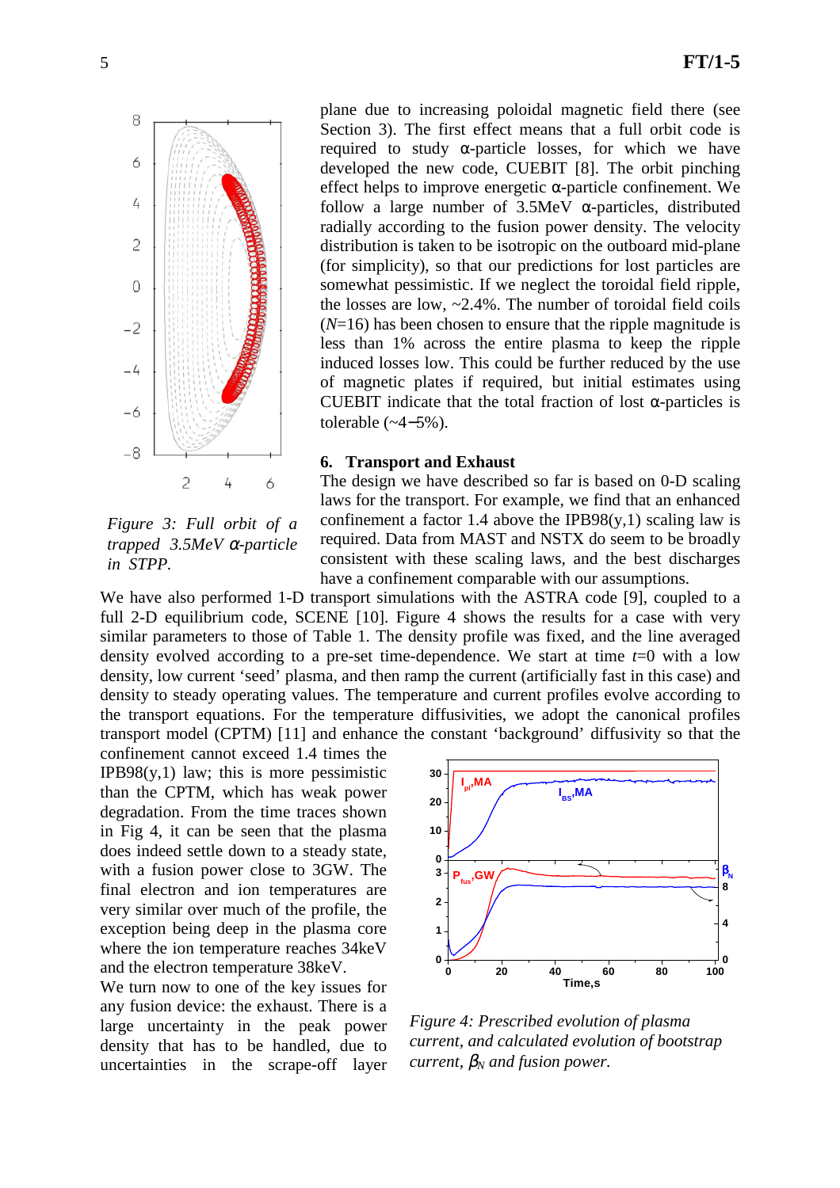8
6
4
2
0
−2
−4
−6
−8
2 4 6

*Figure 3: Full orbit of a trapped 3.5MeV α-particle in STPP.*

plane due to increasing poloidal magnetic field there (see Section 3). The first effect means that a full orbit code is required to study α-particle losses, for which we have developed the new code, CUEBIT [8]. The orbit pinching effect helps to improve energetic α-particle confinement. We follow a large number of 3.5MeV α-particles, distributed radially according to the fusion power density. The velocity distribution is taken to be isotropic on the outboard mid-plane (for simplicity), so that our predictions for lost particles are somewhat pessimistic. If we neglect the toroidal field ripple, the losses are low, ~2.4%. The number of toroidal field coils ($N$=16) has been chosen to ensure that the ripple magnitude is less than 1% across the entire plasma to keep the ripple induced losses low. This could be further reduced by the use of magnetic plates if required, but initial estimates using CUEBIT indicate that the total fraction of lost α-particles is tolerable (~4−5%).

## 6. Transport and Exhaust

The design we have described so far is based on 0-D scaling laws for the transport. For example, we find that an enhanced confinement a factor 1.4 above the IPB98(y,1) scaling law is required. Data from MAST and NSTX do seem to be broadly consistent with these scaling laws, and the best discharges have a confinement comparable with our assumptions.

We have also performed 1-D transport simulations with the ASTRA code [9], coupled to a full 2-D equilibrium code, SCENE [10]. Figure 4 shows the results for a case with very similar parameters to those of Table 1. The density profile was fixed, and the line averaged density evolved according to a pre-set time-dependence. We start at time $t$=0 with a low density, low current 'seed' plasma, and then ramp the current (artificially fast in this case) and density to steady operating values. The temperature and current profiles evolve according to the transport equations. For the transport diffusivities, we adopt the canonical profiles transport model (CPTM) [11] and enhance the constant 'background' diffusivity so that the confinement cannot exceed 1.4 times the IPB98(y,1) law; this is more pessimistic than the CPTM, which has weak power degradation. From the time traces shown in Fig 4, it can be seen that the plasma does indeed settle down to a steady state, with a fusion power close to 3GW. The final electron and ion temperatures are very similar over much of the profile, the exception being deep in the plasma core where the ion temperature reaches 34keV and the electron temperature 38keV.

$I_{pl}$,MA
$I_{BS}$,MA
30
20
10
0
$P_{fus}$,GW
$\beta_N$
3
2
1
0
8
4
0
0 20 40 60 80 100
Time,s

*Figure 4: Prescribed evolution of plasma current, and calculated evolution of bootstrap current, $\beta_N$ and fusion power.*

We turn now to one of the key issues for any fusion device: the exhaust. There is a large uncertainty in the peak power density that has to be handled, due to uncertainties in the scrape-off layer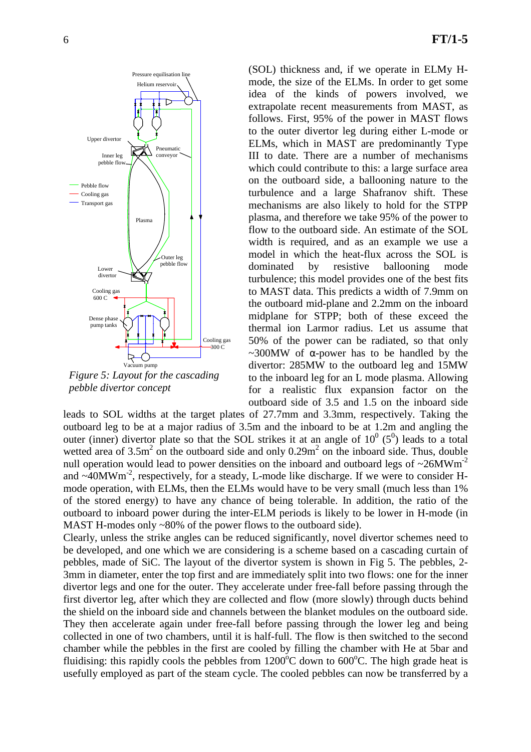Pressure equilisation line
Helium reservoir
Upper divertor
Pneumatic conveyor
Inner leg pebble flow
Pebble flow
Cooling gas
Transport gas
Plasma
Outer leg pebble flow
Lower divertor
Cooling gas 600 C
Dense phase pump tanks
Cooling gas 300 C
Vacuum pump

*Figure 5: Layout for the cascading pebble divertor concept*

(SOL) thickness and, if we operate in ELMy H-mode, the size of the ELMs. In order to get some idea of the kinds of powers involved, we extrapolate recent measurements from MAST, as follows. First, 95% of the power in MAST flows to the outer divertor leg during either L-mode or ELMs, which in MAST are predominantly Type III to date. There are a number of mechanisms which could contribute to this: a large surface area on the outboard side, a ballooning nature to the turbulence and a large Shafranov shift. These mechanisms are also likely to hold for the STPP plasma, and therefore we take 95% of the power to flow to the outboard side. An estimate of the SOL width is required, and as an example we use a model in which the heat-flux across the SOL is dominated by resistive ballooning mode turbulence; this model provides one of the best fits to MAST data. This predicts a width of 7.9mm on the outboard mid-plane and 2.2mm on the inboard midplane for STPP; both of these exceed the thermal ion Larmor radius. Let us assume that 50% of the power can be radiated, so that only ~300MW of $\alpha$-power has to be handled by the divertor: 285MW to the outboard leg and 15MW to the inboard leg for an L mode plasma. Allowing for a realistic flux expansion factor on the outboard side of 3.5 and 1.5 on the inboard side leads to SOL widths at the target plates of 27.7mm and 3.3mm, respectively. Taking the outboard leg to be at a major radius of 3.5m and the inboard to be at 1.2m and angling the outer (inner) divertor plate so that the SOL strikes it at an angle of $10^0$ ($5^0$) leads to a total wetted area of $3.5m^2$ on the outboard side and only $0.29m^2$ on the inboard side. Thus, double null operation would lead to power densities on the inboard and outboard legs of ~$26MWm^{-2}$ and ~$40MWm^{-2}$, respectively, for a steady, L-mode like discharge. If we were to consider H-mode operation, with ELMs, then the ELMs would have to be very small (much less than 1% of the stored energy) to have any chance of being tolerable. In addition, the ratio of the outboard to inboard power during the inter-ELM periods is likely to be lower in H-mode (in MAST H-modes only ~80% of the power flows to the outboard side).

Clearly, unless the strike angles can be reduced significantly, novel divertor schemes need to be developed, and one which we are considering is a scheme based on a cascading curtain of pebbles, made of SiC. The layout of the divertor system is shown in Fig 5. The pebbles, 2-3mm in diameter, enter the top first and are immediately split into two flows: one for the inner divertor legs and one for the outer. They accelerate under free-fall before passing through the first divertor leg, after which they are collected and flow (more slowly) through ducts behind the shield on the inboard side and channels between the blanket modules on the outboard side. They then accelerate again under free-fall before passing through the lower leg and being collected in one of two chambers, until it is half-full. The flow is then switched to the second chamber while the pebbles in the first are cooled by filling the chamber with He at 5bar and fluidising: this rapidly cools the pebbles from 1200°C down to 600°C. The high grade heat is usefully employed as part of the steam cycle. The cooled pebbles can now be transferred by a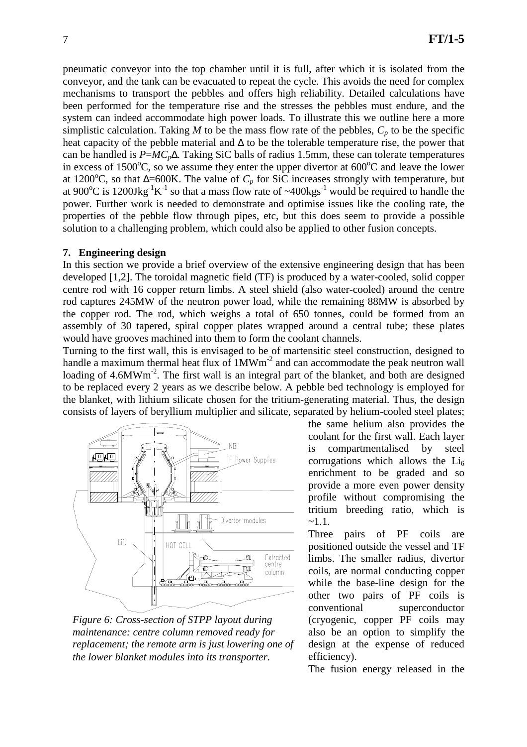pneumatic conveyor into the top chamber until it is full, after which it is isolated from the conveyor, and the tank can be evacuated to repeat the cycle. This avoids the need for complex mechanisms to transport the pebbles and offers high reliability. Detailed calculations have been performed for the temperature rise and the stresses the pebbles must endure, and the system can indeed accommodate high power loads. To illustrate this we outline here a more simplistic calculation. Taking $M$ to be the mass flow rate of the pebbles, $C_p$ to be the specific heat capacity of the pebble material and $\Delta$ to be the tolerable temperature rise, the power that can be handled is $P=MC_p\Delta$. Taking SiC balls of radius 1.5mm, these can tolerate temperatures in excess of 1500°C, so we assume they enter the upper divertor at 600°C and leave the lower at 1200°C, so that $\Delta$=600K. The value of $C_p$ for SiC increases strongly with temperature, but at 900°C is 1200Jkg$^{-1}$K$^{-1}$ so that a mass flow rate of ~400kgs$^{-1}$ would be required to handle the power. Further work is needed to demonstrate and optimise issues like the cooling rate, the properties of the pebble flow through pipes, etc, but this does seem to provide a possible solution to a challenging problem, which could also be applied to other fusion concepts.

## 7. Engineering design

In this section we provide a brief overview of the extensive engineering design that has been developed [1,2]. The toroidal magnetic field (TF) is produced by a water-cooled, solid copper centre rod with 16 copper return limbs. A steel shield (also water-cooled) around the centre rod captures 245MW of the neutron power load, while the remaining 88MW is absorbed by the copper rod. The rod, which weighs a total of 650 tonnes, could be formed from an assembly of 30 tapered, spiral copper plates wrapped around a central tube; these plates would have grooves machined into them to form the coolant channels.

Turning to the first wall, this is envisaged to be of martensitic steel construction, designed to handle a maximum thermal heat flux of 1MWm$^{-2}$ and can accommodate the peak neutron wall loading of 4.6MWm$^{-2}$. The first wall is an integral part of the blanket, and both are designed to be replaced every 2 years as we describe below. A pebble bed technology is employed for the blanket, with lithium silicate chosen for the tritium-generating material. Thus, the design consists of layers of beryllium multiplier and silicate, separated by helium-cooled steel plates; the same helium also provides the coolant for the first wall. Each layer is compartmentalised by steel corrugations which allows the $Li_6$ enrichment to be graded and so provide a more even power density profile without compromising the tritium breeding ratio, which is ~1.1.

NBI

TF Power Supplies

Divertor modules

Lift

HOT CELL

Extracted centre column

*Figure 6: Cross-section of STPP layout during maintenance: centre column removed ready for replacement; the remote arm is just lowering one of the lower blanket modules into its transporter.*

Three pairs of PF coils are positioned outside the vessel and TF limbs. The smaller radius, divertor coils, are normal conducting copper while the base-line design for the other two pairs of PF coils is conventional superconductor (cryogenic, copper PF coils may also be an option to simplify the design at the expense of reduced efficiency).

The fusion energy released in the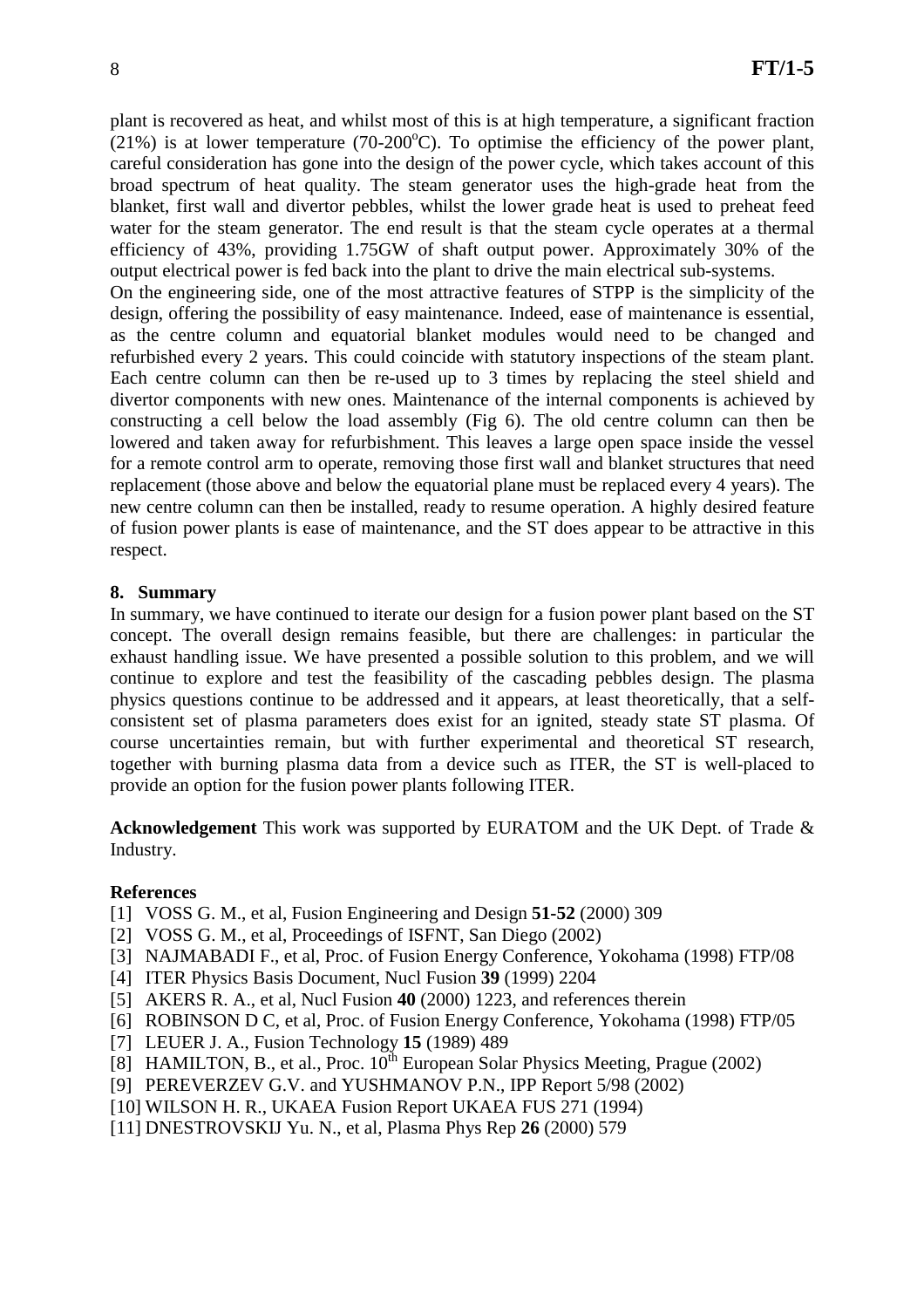plant is recovered as heat, and whilst most of this is at high temperature, a significant fraction (21%) is at lower temperature (70-200$^{o}$C). To optimise the efficiency of the power plant, careful consideration has gone into the design of the power cycle, which takes account of this broad spectrum of heat quality. The steam generator uses the high-grade heat from the blanket, first wall and divertor pebbles, whilst the lower grade heat is used to preheat feed water for the steam generator. The end result is that the steam cycle operates at a thermal efficiency of 43%, providing 1.75GW of shaft output power. Approximately 30% of the output electrical power is fed back into the plant to drive the main electrical sub-systems.

On the engineering side, one of the most attractive features of STPP is the simplicity of the design, offering the possibility of easy maintenance. Indeed, ease of maintenance is essential, as the centre column and equatorial blanket modules would need to be changed and refurbished every 2 years. This could coincide with statutory inspections of the steam plant. Each centre column can then be re-used up to 3 times by replacing the steel shield and divertor components with new ones. Maintenance of the internal components is achieved by constructing a cell below the load assembly (Fig 6). The old centre column can then be lowered and taken away for refurbishment. This leaves a large open space inside the vessel for a remote control arm to operate, removing those first wall and blanket structures that need replacement (those above and below the equatorial plane must be replaced every 4 years). The new centre column can then be installed, ready to resume operation. A highly desired feature of fusion power plants is ease of maintenance, and the ST does appear to be attractive in this respect.

## 8. Summary

In summary, we have continued to iterate our design for a fusion power plant based on the ST concept. The overall design remains feasible, but there are challenges: in particular the exhaust handling issue. We have presented a possible solution to this problem, and we will continue to explore and test the feasibility of the cascading pebbles design. The plasma physics questions continue to be addressed and it appears, at least theoretically, that a self-consistent set of plasma parameters does exist for an ignited, steady state ST plasma. Of course uncertainties remain, but with further experimental and theoretical ST research, together with burning plasma data from a device such as ITER, the ST is well-placed to provide an option for the fusion power plants following ITER.

**Acknowledgement** This work was supported by EURATOM and the UK Dept. of Trade & Industry.

## References

[1] VOSS G. M., et al, Fusion Engineering and Design **51-52** (2000) 309

[2] VOSS G. M., et al, Proceedings of ISFNT, San Diego (2002)

[3] NAJMABADI F., et al, Proc. of Fusion Energy Conference, Yokohama (1998) FTP/08

[4] ITER Physics Basis Document, Nucl Fusion **39** (1999) 2204

[5] AKERS R. A., et al, Nucl Fusion **40** (2000) 1223, and references therein

[6] ROBINSON D C, et al, Proc. of Fusion Energy Conference, Yokohama (1998) FTP/05

[7] LEUER J. A., Fusion Technology **15** (1989) 489

[8] HAMILTON, B., et al., Proc. 10th European Solar Physics Meeting, Prague (2002)

[9] PEREVERZEV G.V. and YUSHMANOV P.N., IPP Report 5/98 (2002)

[10] WILSON H. R., UKAEA Fusion Report UKAEA FUS 271 (1994)

[11] DNESTROVSKIJ Yu. N., et al, Plasma Phys Rep **26** (2000) 579